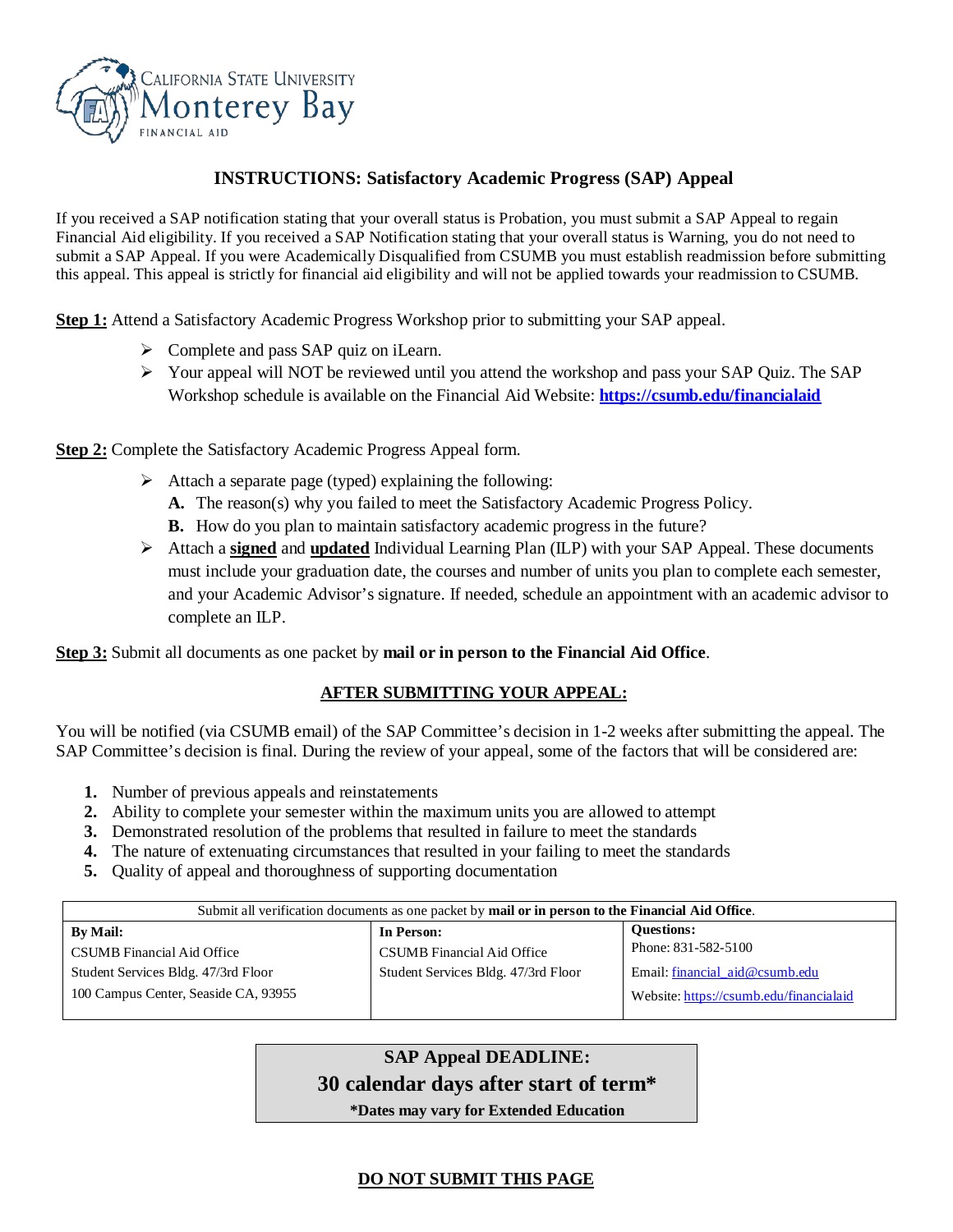California State University Monterey Bay
FINANCIAL AID

## INSTRUCTIONS: Satisfactory Academic Progress (SAP) Appeal

If you received a SAP notification stating that your overall status is Probation, you must submit a SAP Appeal to regain Financial Aid eligibility. If you received a SAP Notification stating that your overall status is Warning, you do not need to submit a SAP Appeal. If you were Academically Disqualified from CSUMB you must establish readmission before submitting this appeal. This appeal is strictly for financial aid eligibility and will not be applied towards your readmission to CSUMB.

**Step 1:** Attend a Satisfactory Academic Progress Workshop prior to submitting your SAP appeal.

- Complete and pass SAP quiz on iLearn.
- Your appeal will NOT be reviewed until you attend the workshop and pass your SAP Quiz. The SAP Workshop schedule is available on the Financial Aid Website: **https://csumb.edu/financialaid**

**Step 2:** Complete the Satisfactory Academic Progress Appeal form.

- Attach a separate page (typed) explaining the following:
  **A.** The reason(s) why you failed to meet the Satisfactory Academic Progress Policy.
  **B.** How do you plan to maintain satisfactory academic progress in the future?
- Attach a **signed** and **updated** Individual Learning Plan (ILP) with your SAP Appeal. These documents must include your graduation date, the courses and number of units you plan to complete each semester, and your Academic Advisor's signature. If needed, schedule an appointment with an academic advisor to complete an ILP.

**Step 3:** Submit all documents as one packet by **mail or in person to the Financial Aid Office**.

### AFTER SUBMITTING YOUR APPEAL:

You will be notified (via CSUMB email) of the SAP Committee's decision in 1-2 weeks after submitting the appeal. The SAP Committee's decision is final. During the review of your appeal, some of the factors that will be considered are:

1. Number of previous appeals and reinstatements
2. Ability to complete your semester within the maximum units you are allowed to attempt
3. Demonstrated resolution of the problems that resulted in failure to meet the standards
4. The nature of extenuating circumstances that resulted in your failing to meet the standards
5. Quality of appeal and thoroughness of supporting documentation

| Submit all verification documents as one packet by **mail or in person to the Financial Aid Office**. | | |
|---|---|---|
| **By Mail:**<br>CSUMB Financial Aid Office<br>Student Services Bldg. 47/3rd Floor<br>100 Campus Center, Seaside CA, 93955 | **In Person:**<br>CSUMB Financial Aid Office<br>Student Services Bldg. 47/3rd Floor | **Questions:**<br>Phone: 831-582-5100<br>Email: financial_aid@csumb.edu<br>Website: https://csumb.edu/financialaid |

**SAP Appeal DEADLINE:**
**30 calendar days after start of term***
***Dates may vary for Extended Education**

**DO NOT SUBMIT THIS PAGE**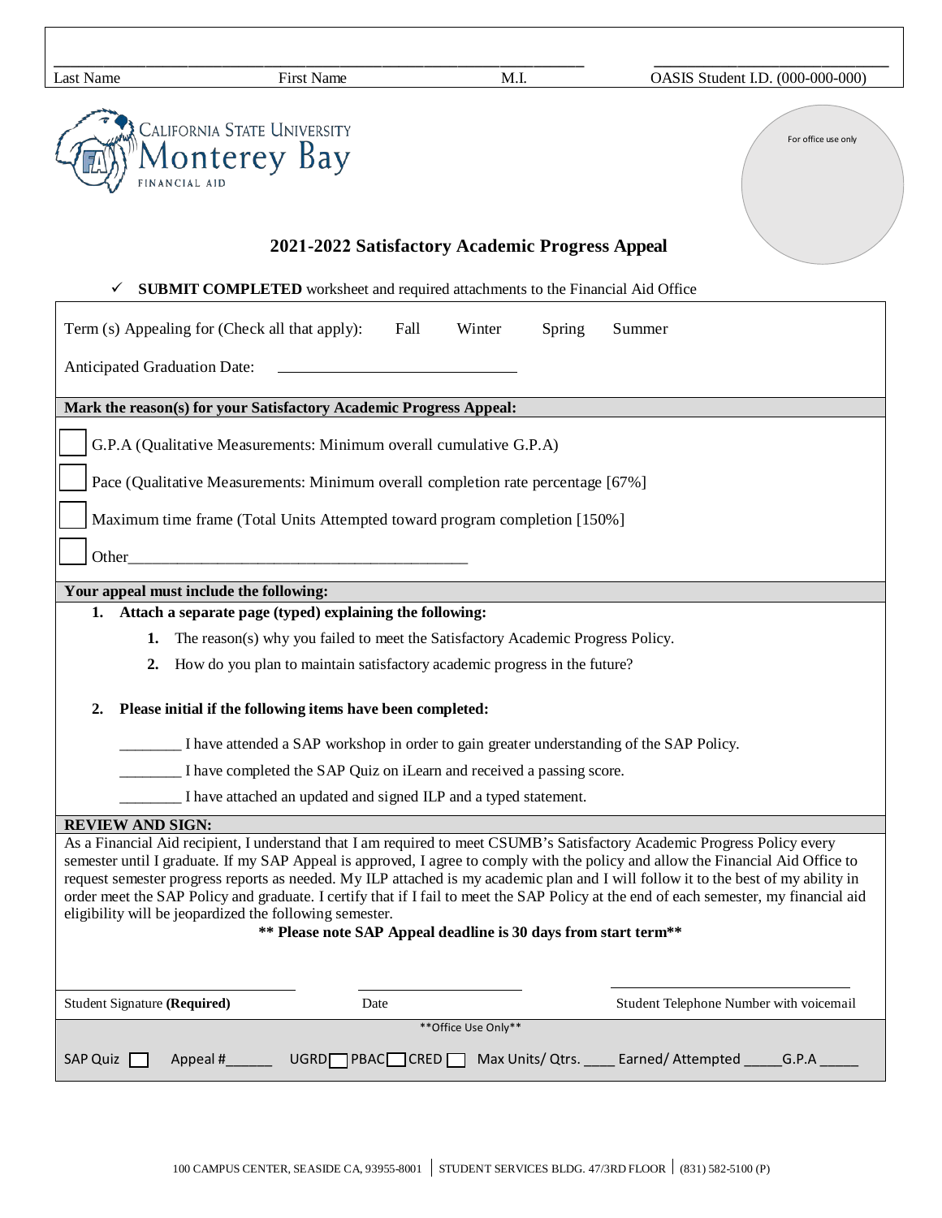Last Name First Name M.I. OASIS Student I.D. (000-000-000)

California State University Monterey Bay
FINANCIAL AID

For office use only

## 2021-2022 Satisfactory Academic Progress Appeal

✓ **SUBMIT COMPLETED** worksheet and required attachments to the Financial Aid Office

Term (s) Appealing for (Check all that apply): Fall Winter Spring Summer

Anticipated Graduation Date: ____________________________

**Mark the reason(s) for your Satisfactory Academic Progress Appeal:**

☐ G.P.A (Qualitative Measurements: Minimum overall cumulative G.P.A)

☐ Pace (Qualitative Measurements: Minimum overall completion rate percentage [67%]

☐ Maximum time frame (Total Units Attempted toward program completion [150%]

☐ Other________________________________________

**Your appeal must include the following:**

1. **Attach a separate page (typed) explaining the following:**
   1. The reason(s) why you failed to meet the Satisfactory Academic Progress Policy.
   2. How do you plan to maintain satisfactory academic progress in the future?

2. **Please initial if the following items have been completed:**

   ________ I have attended a SAP workshop in order to gain greater understanding of the SAP Policy.

   ________ I have completed the SAP Quiz on iLearn and received a passing score.

   ________ I have attached an updated and signed ILP and a typed statement.

**REVIEW AND SIGN:**

As a Financial Aid recipient, I understand that I am required to meet CSUMB's Satisfactory Academic Progress Policy every semester until I graduate. If my SAP Appeal is approved, I agree to comply with the policy and allow the Financial Aid Office to request semester progress reports as needed. My ILP attached is my academic plan and I will follow it to the best of my ability in order meet the SAP Policy and graduate. I certify that if I fail to meet the SAP Policy at the end of each semester, my financial aid eligibility will be jeopardized the following semester.

**** Please note SAP Appeal deadline is 30 days from start term****

Student Signature **(Required)** Date Student Telephone Number with voicemail

**Office Use Only**

SAP Quiz ☐ Appeal #______ UGRD☐ PBAC☐ CRED ☐ Max Units/ Qtrs. ____ Earned/ Attempted _____G.P.A _____

100 CAMPUS CENTER, SEASIDE CA, 93955-8001 | STUDENT SERVICES BLDG. 47/3RD FLOOR | (831) 582-5100 (P)